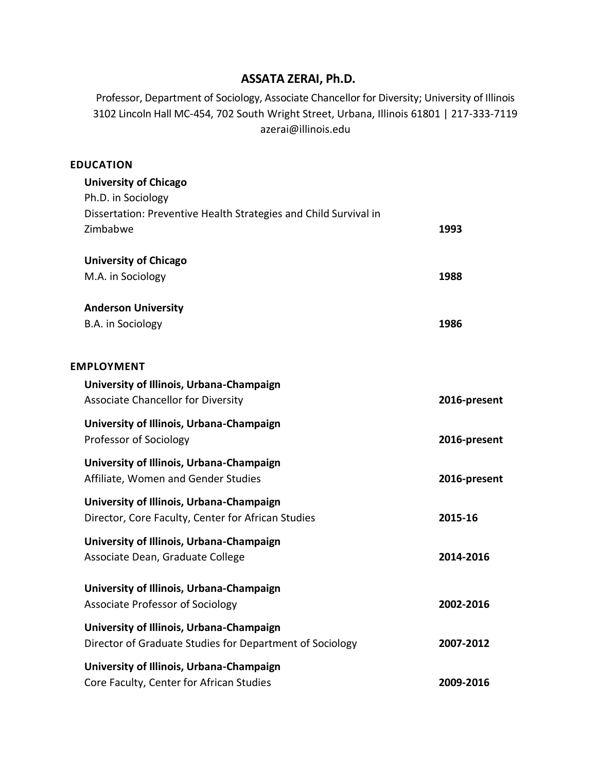# ASSATA ZERAI, Ph.D.

Professor, Department of Sociology, Associate Chancellor for Diversity; University of Illinois
3102 Lincoln Hall MC-454, 702 South Wright Street, Urbana, Illinois 61801 | 217-333-7119
azerai@illinois.edu

## EDUCATION

**University of Chicago**
Ph.D. in Sociology
Dissertation: Preventive Health Strategies and Child Survival in Zimbabwe — **1993**

**University of Chicago**
M.A. in Sociology — **1988**

**Anderson University**
B.A. in Sociology — **1986**

## EMPLOYMENT

**University of Illinois, Urbana-Champaign**
Associate Chancellor for Diversity — **2016-present**

**University of Illinois, Urbana-Champaign**
Professor of Sociology — **2016-present**

**University of Illinois, Urbana-Champaign**
Affiliate, Women and Gender Studies — **2016-present**

**University of Illinois, Urbana-Champaign**
Director, Core Faculty, Center for African Studies — **2015-16**

**University of Illinois, Urbana-Champaign**
Associate Dean, Graduate College — **2014-2016**

**University of Illinois, Urbana-Champaign**
Associate Professor of Sociology — **2002-2016**

**University of Illinois, Urbana-Champaign**
Director of Graduate Studies for Department of Sociology — **2007-2012**

**University of Illinois, Urbana-Champaign**
Core Faculty, Center for African Studies — **2009-2016**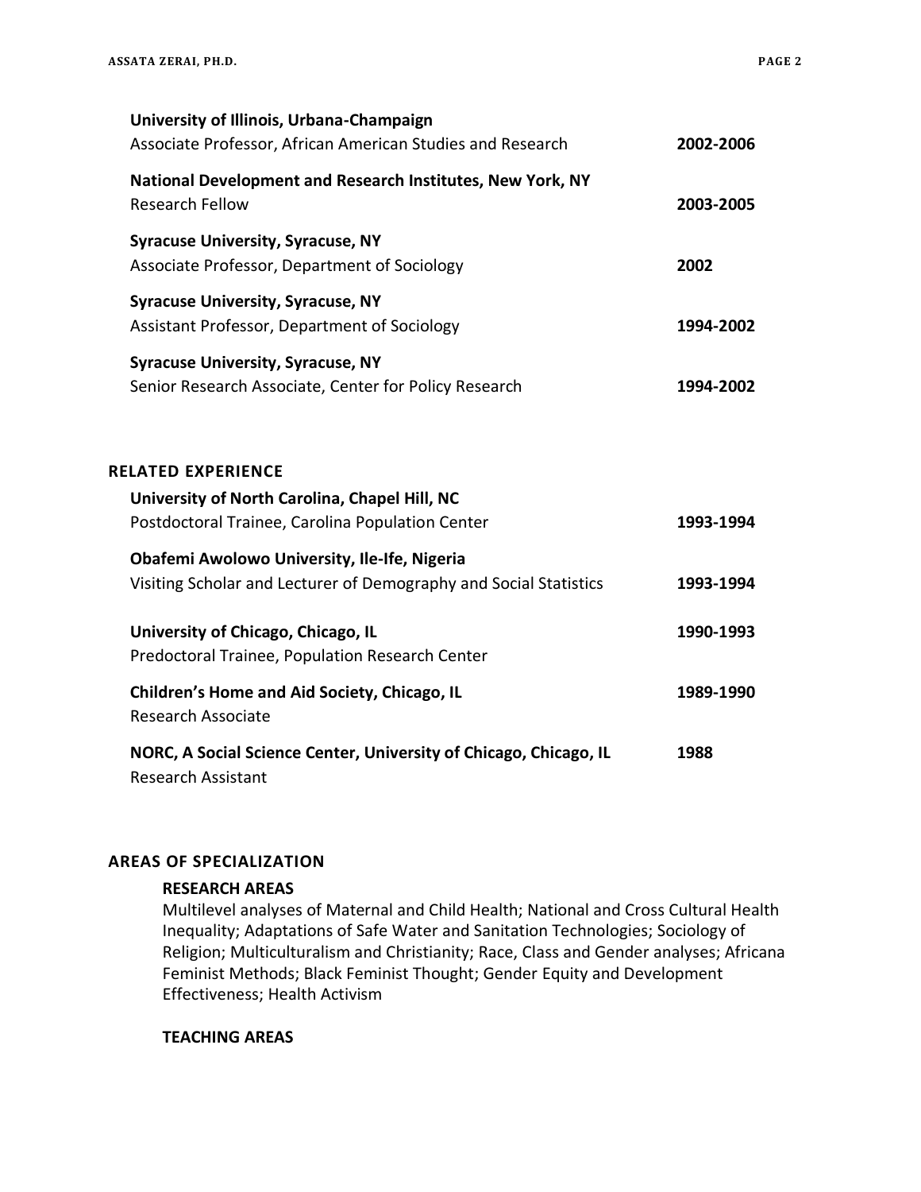**University of Illinois, Urbana-Champaign**
Associate Professor, African American Studies and Research — **2002-2006**

**National Development and Research Institutes, New York, NY**
Research Fellow — **2003-2005**

**Syracuse University, Syracuse, NY**
Associate Professor, Department of Sociology — **2002**

**Syracuse University, Syracuse, NY**
Assistant Professor, Department of Sociology — **1994-2002**

**Syracuse University, Syracuse, NY**
Senior Research Associate, Center for Policy Research — **1994-2002**

## RELATED EXPERIENCE

**University of North Carolina, Chapel Hill, NC**
Postdoctoral Trainee, Carolina Population Center — **1993-1994**

**Obafemi Awolowo University, Ile-Ife, Nigeria**
Visiting Scholar and Lecturer of Demography and Social Statistics — **1993-1994**

**University of Chicago, Chicago, IL** — **1990-1993**
Predoctoral Trainee, Population Research Center

**Children's Home and Aid Society, Chicago, IL** — **1989-1990**
Research Associate

**NORC, A Social Science Center, University of Chicago, Chicago, IL** — **1988**
Research Assistant

## AREAS OF SPECIALIZATION

### RESEARCH AREAS

Multilevel analyses of Maternal and Child Health; National and Cross Cultural Health Inequality; Adaptations of Safe Water and Sanitation Technologies; Sociology of Religion; Multiculturalism and Christianity; Race, Class and Gender analyses; Africana Feminist Methods; Black Feminist Thought; Gender Equity and Development Effectiveness; Health Activism

### TEACHING AREAS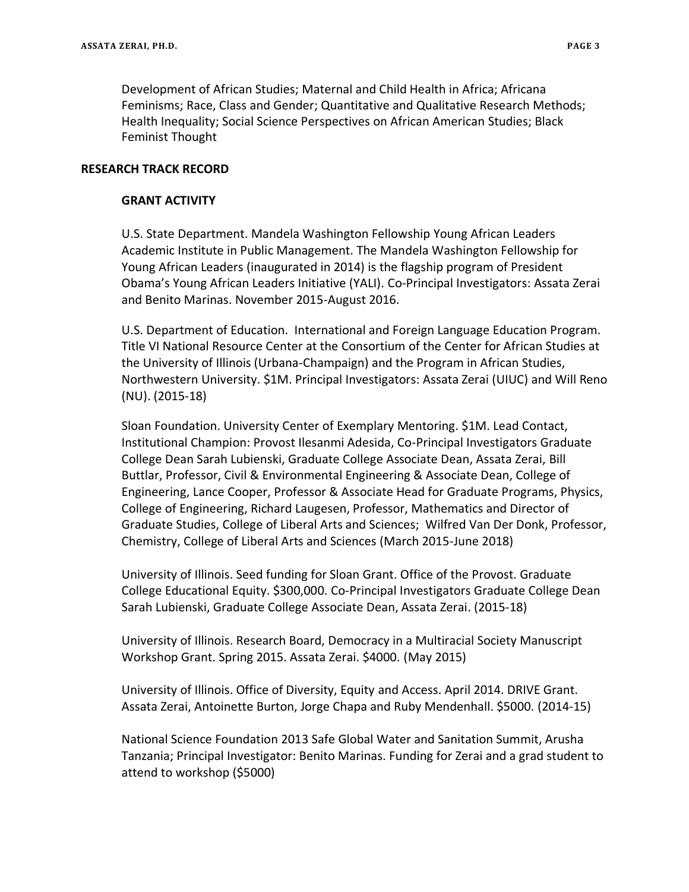Development of African Studies; Maternal and Child Health in Africa; Africana Feminisms; Race, Class and Gender; Quantitative and Qualitative Research Methods; Health Inequality; Social Science Perspectives on African American Studies; Black Feminist Thought

## RESEARCH TRACK RECORD

### GRANT ACTIVITY

U.S. State Department. Mandela Washington Fellowship Young African Leaders Academic Institute in Public Management. The Mandela Washington Fellowship for Young African Leaders (inaugurated in 2014) is the flagship program of President Obama's Young African Leaders Initiative (YALI). Co-Principal Investigators: Assata Zerai and Benito Marinas. November 2015-August 2016.

U.S. Department of Education. International and Foreign Language Education Program. Title VI National Resource Center at the Consortium of the Center for African Studies at the University of Illinois (Urbana-Champaign) and the Program in African Studies, Northwestern University. $1M. Principal Investigators: Assata Zerai (UIUC) and Will Reno (NU). (2015-18)

Sloan Foundation. University Center of Exemplary Mentoring. $1M. Lead Contact, Institutional Champion: Provost Ilesanmi Adesida, Co-Principal Investigators Graduate College Dean Sarah Lubienski, Graduate College Associate Dean, Assata Zerai, Bill Buttlar, Professor, Civil & Environmental Engineering & Associate Dean, College of Engineering, Lance Cooper, Professor & Associate Head for Graduate Programs, Physics, College of Engineering, Richard Laugesen, Professor, Mathematics and Director of Graduate Studies, College of Liberal Arts and Sciences; Wilfred Van Der Donk, Professor, Chemistry, College of Liberal Arts and Sciences (March 2015-June 2018)

University of Illinois. Seed funding for Sloan Grant. Office of the Provost. Graduate College Educational Equity. $300,000. Co-Principal Investigators Graduate College Dean Sarah Lubienski, Graduate College Associate Dean, Assata Zerai. (2015-18)

University of Illinois. Research Board, Democracy in a Multiracial Society Manuscript Workshop Grant. Spring 2015. Assata Zerai. $4000. (May 2015)

University of Illinois. Office of Diversity, Equity and Access. April 2014. DRIVE Grant. Assata Zerai, Antoinette Burton, Jorge Chapa and Ruby Mendenhall. $5000. (2014-15)

National Science Foundation 2013 Safe Global Water and Sanitation Summit, Arusha Tanzania; Principal Investigator: Benito Marinas. Funding for Zerai and a grad student to attend to workshop ($5000)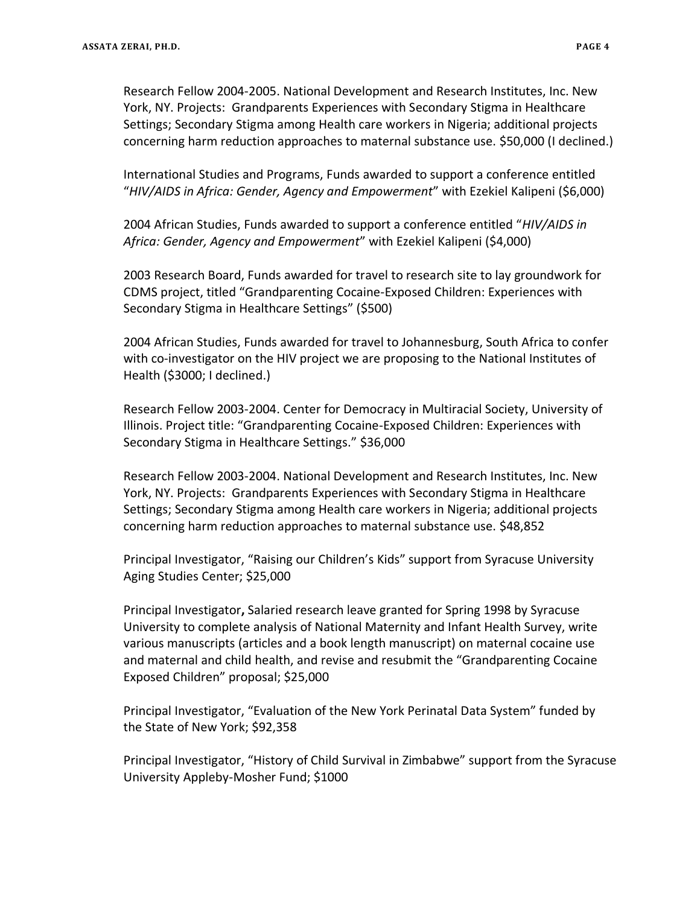Research Fellow 2004-2005. National Development and Research Institutes, Inc. New York, NY. Projects: Grandparents Experiences with Secondary Stigma in Healthcare Settings; Secondary Stigma among Health care workers in Nigeria; additional projects concerning harm reduction approaches to maternal substance use. $50,000 (I declined.)

International Studies and Programs, Funds awarded to support a conference entitled "*HIV/AIDS in Africa: Gender, Agency and Empowerment*" with Ezekiel Kalipeni ($6,000)

2004 African Studies, Funds awarded to support a conference entitled "*HIV/AIDS in Africa: Gender, Agency and Empowerment*" with Ezekiel Kalipeni ($4,000)

2003 Research Board, Funds awarded for travel to research site to lay groundwork for CDMS project, titled "Grandparenting Cocaine-Exposed Children: Experiences with Secondary Stigma in Healthcare Settings" ($500)

2004 African Studies, Funds awarded for travel to Johannesburg, South Africa to confer with co-investigator on the HIV project we are proposing to the National Institutes of Health ($3000; I declined.)

Research Fellow 2003-2004. Center for Democracy in Multiracial Society, University of Illinois. Project title: "Grandparenting Cocaine-Exposed Children: Experiences with Secondary Stigma in Healthcare Settings." $36,000

Research Fellow 2003-2004. National Development and Research Institutes, Inc. New York, NY. Projects: Grandparents Experiences with Secondary Stigma in Healthcare Settings; Secondary Stigma among Health care workers in Nigeria; additional projects concerning harm reduction approaches to maternal substance use. $48,852

Principal Investigator, "Raising our Children's Kids" support from Syracuse University Aging Studies Center; $25,000

Principal Investigator**,** Salaried research leave granted for Spring 1998 by Syracuse University to complete analysis of National Maternity and Infant Health Survey, write various manuscripts (articles and a book length manuscript) on maternal cocaine use and maternal and child health, and revise and resubmit the "Grandparenting Cocaine Exposed Children" proposal; $25,000

Principal Investigator, "Evaluation of the New York Perinatal Data System" funded by the State of New York; $92,358

Principal Investigator, "History of Child Survival in Zimbabwe" support from the Syracuse University Appleby-Mosher Fund; $1000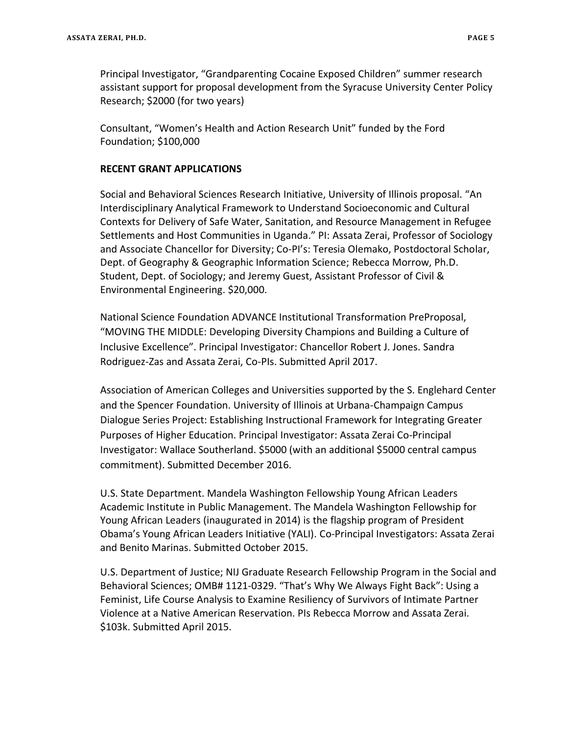Principal Investigator, “Grandparenting Cocaine Exposed Children” summer research assistant support for proposal development from the Syracuse University Center Policy Research; $2000 (for two years)

Consultant, “Women’s Health and Action Research Unit” funded by the Ford Foundation; $100,000

**RECENT GRANT APPLICATIONS**

Social and Behavioral Sciences Research Initiative, University of Illinois proposal. “An Interdisciplinary Analytical Framework to Understand Socioeconomic and Cultural Contexts for Delivery of Safe Water, Sanitation, and Resource Management in Refugee Settlements and Host Communities in Uganda.” PI: Assata Zerai, Professor of Sociology and Associate Chancellor for Diversity; Co-PI’s: Teresia Olemako, Postdoctoral Scholar, Dept. of Geography & Geographic Information Science; Rebecca Morrow, Ph.D. Student, Dept. of Sociology; and Jeremy Guest, Assistant Professor of Civil & Environmental Engineering. $20,000.

National Science Foundation ADVANCE Institutional Transformation PreProposal, “MOVING THE MIDDLE: Developing Diversity Champions and Building a Culture of Inclusive Excellence”. Principal Investigator: Chancellor Robert J. Jones. Sandra Rodriguez-Zas and Assata Zerai, Co-PIs. Submitted April 2017.

Association of American Colleges and Universities supported by the S. Englehard Center and the Spencer Foundation. University of Illinois at Urbana-Champaign Campus Dialogue Series Project: Establishing Instructional Framework for Integrating Greater Purposes of Higher Education. Principal Investigator: Assata Zerai Co-Principal Investigator: Wallace Southerland. $5000 (with an additional $5000 central campus commitment). Submitted December 2016.

U.S. State Department. Mandela Washington Fellowship Young African Leaders Academic Institute in Public Management. The Mandela Washington Fellowship for Young African Leaders (inaugurated in 2014) is the flagship program of President Obama’s Young African Leaders Initiative (YALI). Co-Principal Investigators: Assata Zerai and Benito Marinas. Submitted October 2015.

U.S. Department of Justice; NIJ Graduate Research Fellowship Program in the Social and Behavioral Sciences; OMB# 1121-0329. “That’s Why We Always Fight Back”: Using a Feminist, Life Course Analysis to Examine Resiliency of Survivors of Intimate Partner Violence at a Native American Reservation. PIs Rebecca Morrow and Assata Zerai. $103k. Submitted April 2015.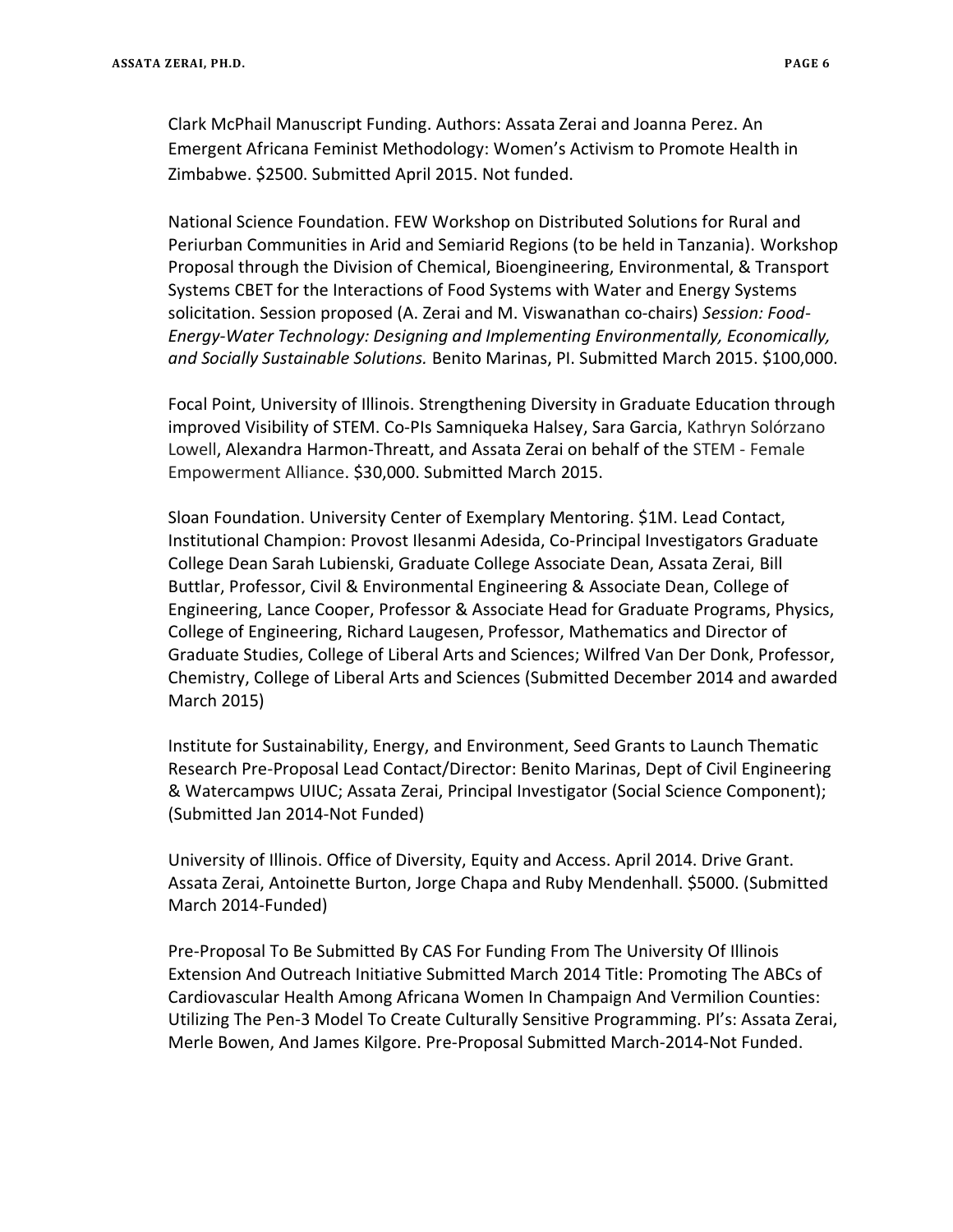Clark McPhail Manuscript Funding. Authors: Assata Zerai and Joanna Perez. An Emergent Africana Feminist Methodology: Women's Activism to Promote Health in Zimbabwe. $2500. Submitted April 2015. Not funded.

National Science Foundation. FEW Workshop on Distributed Solutions for Rural and Periurban Communities in Arid and Semiarid Regions (to be held in Tanzania). Workshop Proposal through the Division of Chemical, Bioengineering, Environmental, & Transport Systems CBET for the Interactions of Food Systems with Water and Energy Systems solicitation. Session proposed (A. Zerai and M. Viswanathan co-chairs) *Session: Food-Energy-Water Technology: Designing and Implementing Environmentally, Economically, and Socially Sustainable Solutions.* Benito Marinas, PI. Submitted March 2015. $100,000.

Focal Point, University of Illinois. Strengthening Diversity in Graduate Education through improved Visibility of STEM. Co-PIs Samniqueka Halsey, Sara Garcia, Kathryn Solórzano Lowell, Alexandra Harmon-Threatt, and Assata Zerai on behalf of the STEM - Female Empowerment Alliance. $30,000. Submitted March 2015.

Sloan Foundation. University Center of Exemplary Mentoring. $1M. Lead Contact, Institutional Champion: Provost Ilesanmi Adesida, Co-Principal Investigators Graduate College Dean Sarah Lubienski, Graduate College Associate Dean, Assata Zerai, Bill Buttlar, Professor, Civil & Environmental Engineering & Associate Dean, College of Engineering, Lance Cooper, Professor & Associate Head for Graduate Programs, Physics, College of Engineering, Richard Laugesen, Professor, Mathematics and Director of Graduate Studies, College of Liberal Arts and Sciences; Wilfred Van Der Donk, Professor, Chemistry, College of Liberal Arts and Sciences (Submitted December 2014 and awarded March 2015)

Institute for Sustainability, Energy, and Environment, Seed Grants to Launch Thematic Research Pre-Proposal Lead Contact/Director: Benito Marinas, Dept of Civil Engineering & Watercampws UIUC; Assata Zerai, Principal Investigator (Social Science Component); (Submitted Jan 2014-Not Funded)

University of Illinois. Office of Diversity, Equity and Access. April 2014. Drive Grant. Assata Zerai, Antoinette Burton, Jorge Chapa and Ruby Mendenhall. $5000. (Submitted March 2014-Funded)

Pre-Proposal To Be Submitted By CAS For Funding From The University Of Illinois Extension And Outreach Initiative Submitted March 2014 Title: Promoting The ABCs of Cardiovascular Health Among Africana Women In Champaign And Vermilion Counties: Utilizing The Pen-3 Model To Create Culturally Sensitive Programming. PI's: Assata Zerai, Merle Bowen, And James Kilgore. Pre-Proposal Submitted March-2014-Not Funded.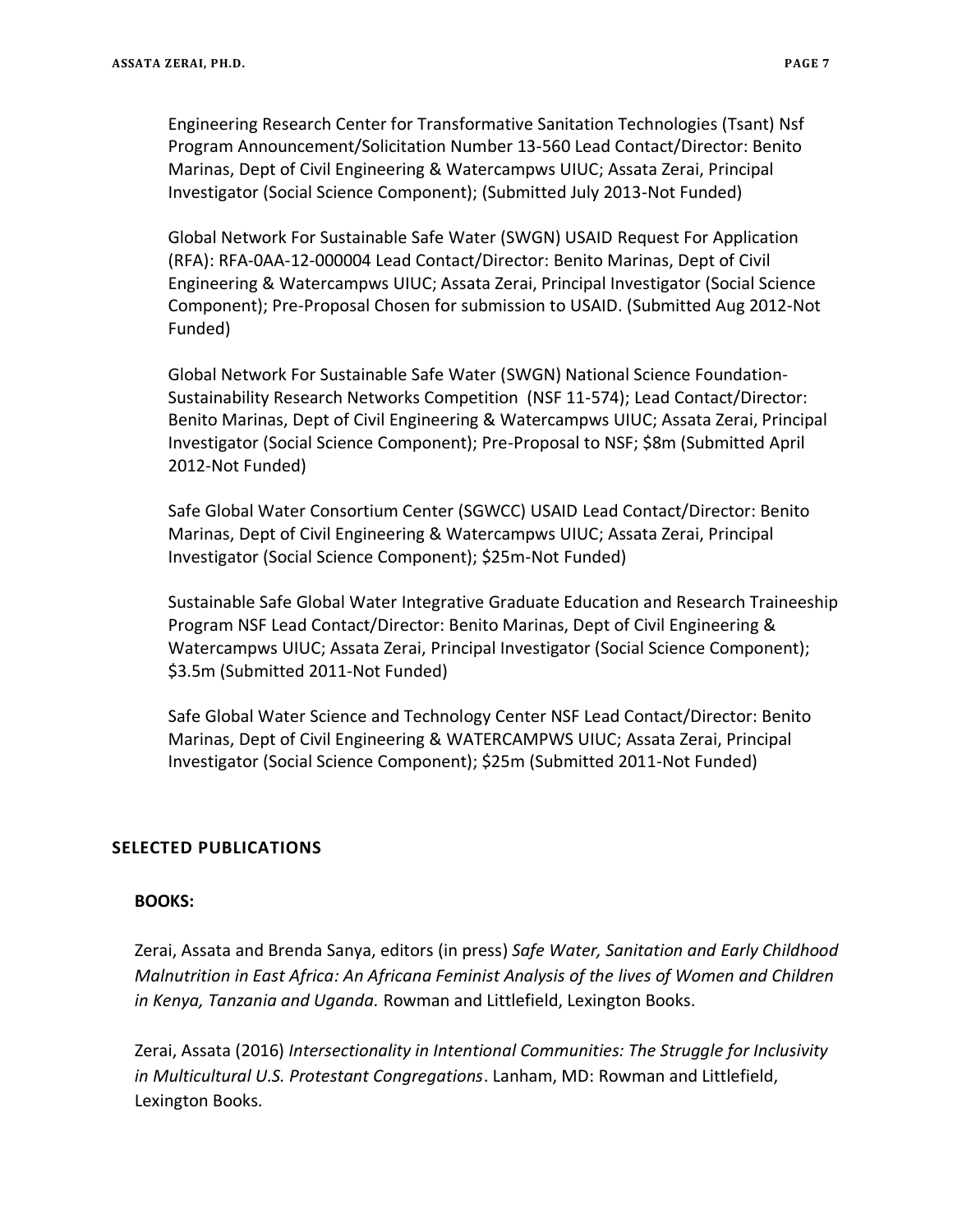Engineering Research Center for Transformative Sanitation Technologies (Tsant) Nsf Program Announcement/Solicitation Number 13-560 Lead Contact/Director: Benito Marinas, Dept of Civil Engineering & Watercampws UIUC; Assata Zerai, Principal Investigator (Social Science Component); (Submitted July 2013-Not Funded)

Global Network For Sustainable Safe Water (SWGN) USAID Request For Application (RFA): RFA-0AA-12-000004 Lead Contact/Director: Benito Marinas, Dept of Civil Engineering & Watercampws UIUC; Assata Zerai, Principal Investigator (Social Science Component); Pre-Proposal Chosen for submission to USAID. (Submitted Aug 2012-Not Funded)

Global Network For Sustainable Safe Water (SWGN) National Science Foundation-Sustainability Research Networks Competition (NSF 11-574); Lead Contact/Director: Benito Marinas, Dept of Civil Engineering & Watercampws UIUC; Assata Zerai, Principal Investigator (Social Science Component); Pre-Proposal to NSF; $8m (Submitted April 2012-Not Funded)

Safe Global Water Consortium Center (SGWCC) USAID Lead Contact/Director: Benito Marinas, Dept of Civil Engineering & Watercampws UIUC; Assata Zerai, Principal Investigator (Social Science Component); $25m-Not Funded)

Sustainable Safe Global Water Integrative Graduate Education and Research Traineeship Program NSF Lead Contact/Director: Benito Marinas, Dept of Civil Engineering & Watercampws UIUC; Assata Zerai, Principal Investigator (Social Science Component); $3.5m (Submitted 2011-Not Funded)

Safe Global Water Science and Technology Center NSF Lead Contact/Director: Benito Marinas, Dept of Civil Engineering & WATERCAMPWS UIUC; Assata Zerai, Principal Investigator (Social Science Component); $25m (Submitted 2011-Not Funded)

## SELECTED PUBLICATIONS

### BOOKS:

Zerai, Assata and Brenda Sanya, editors (in press) *Safe Water, Sanitation and Early Childhood Malnutrition in East Africa: An Africana Feminist Analysis of the lives of Women and Children in Kenya, Tanzania and Uganda.* Rowman and Littlefield, Lexington Books.

Zerai, Assata (2016) *Intersectionality in Intentional Communities: The Struggle for Inclusivity in Multicultural U.S. Protestant Congregations*. Lanham, MD: Rowman and Littlefield, Lexington Books.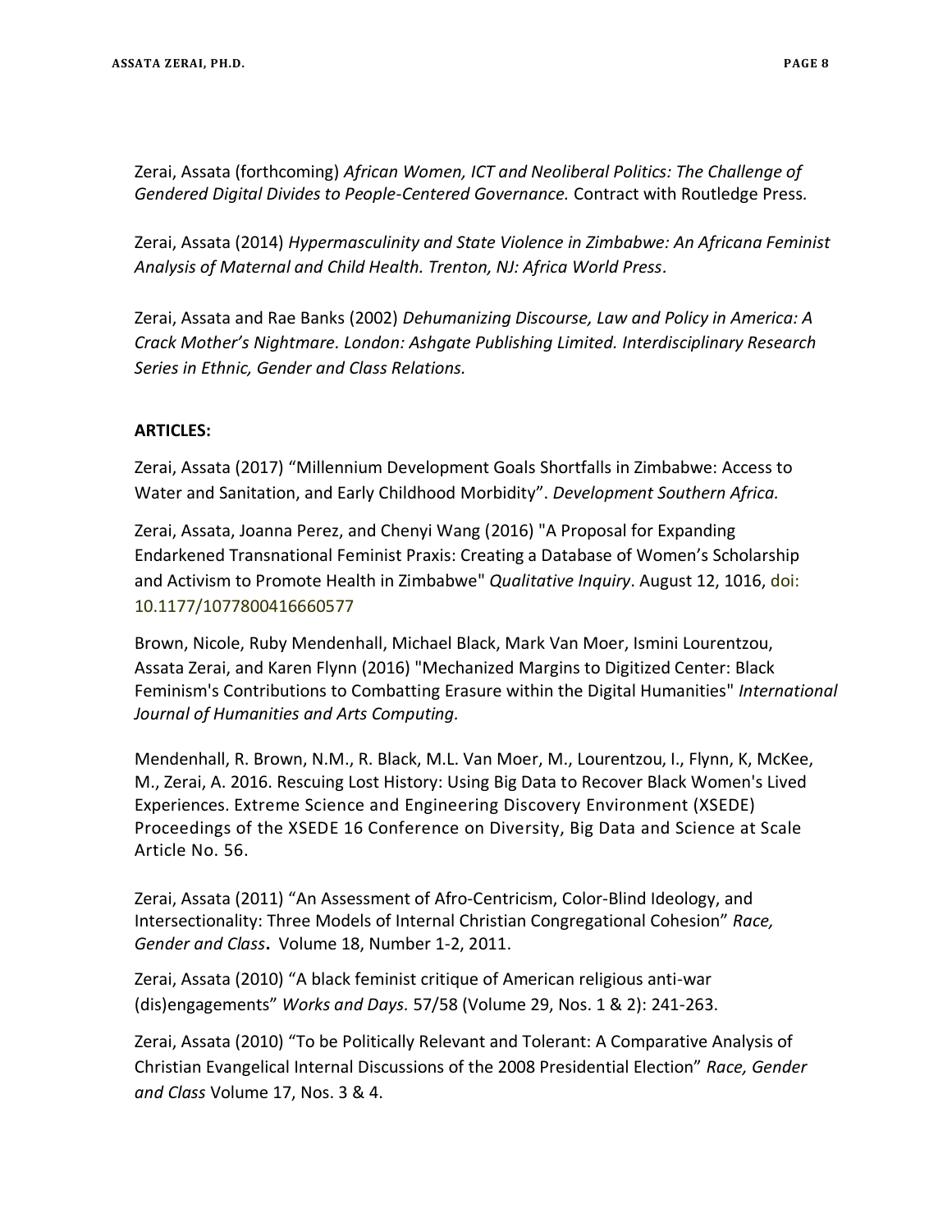Zerai, Assata (forthcoming) *African Women, ICT and Neoliberal Politics: The Challenge of Gendered Digital Divides to People-Centered Governance.* Contract with Routledge Press.

Zerai, Assata (2014) *Hypermasculinity and State Violence in Zimbabwe: An Africana Feminist Analysis of Maternal and Child Health. Trenton, NJ: Africa World Press.*

Zerai, Assata and Rae Banks (2002) *Dehumanizing Discourse, Law and Policy in America: A Crack Mother's Nightmare. London: Ashgate Publishing Limited. Interdisciplinary Research Series in Ethnic, Gender and Class Relations.*

**ARTICLES:**

Zerai, Assata (2017) "Millennium Development Goals Shortfalls in Zimbabwe: Access to Water and Sanitation, and Early Childhood Morbidity". *Development Southern Africa.*

Zerai, Assata, Joanna Perez, and Chenyi Wang (2016) "A Proposal for Expanding Endarkened Transnational Feminist Praxis: Creating a Database of Women's Scholarship and Activism to Promote Health in Zimbabwe" *Qualitative Inquiry*. August 12, 1016, doi: 10.1177/1077800416660577

Brown, Nicole, Ruby Mendenhall, Michael Black, Mark Van Moer, Ismini Lourentzou, Assata Zerai, and Karen Flynn (2016) "Mechanized Margins to Digitized Center: Black Feminism's Contributions to Combatting Erasure within the Digital Humanities" *International Journal of Humanities and Arts Computing.*

Mendenhall, R. Brown, N.M., R. Black, M.L. Van Moer, M., Lourentzou, I., Flynn, K, McKee, M., Zerai, A. 2016. Rescuing Lost History: Using Big Data to Recover Black Women's Lived Experiences. Extreme Science and Engineering Discovery Environment (XSEDE) Proceedings of the XSEDE 16 Conference on Diversity, Big Data and Science at Scale Article No. 56.

Zerai, Assata (2011) "An Assessment of Afro-Centricism, Color-Blind Ideology, and Intersectionality: Three Models of Internal Christian Congregational Cohesion" *Race, Gender and Class***.** Volume 18, Number 1-2, 2011.

Zerai, Assata (2010) "A black feminist critique of American religious anti-war (dis)engagements" *Works and Days.* 57/58 (Volume 29, Nos. 1 & 2): 241-263.

Zerai, Assata (2010) "To be Politically Relevant and Tolerant: A Comparative Analysis of Christian Evangelical Internal Discussions of the 2008 Presidential Election" *Race, Gender and Class* Volume 17, Nos. 3 & 4.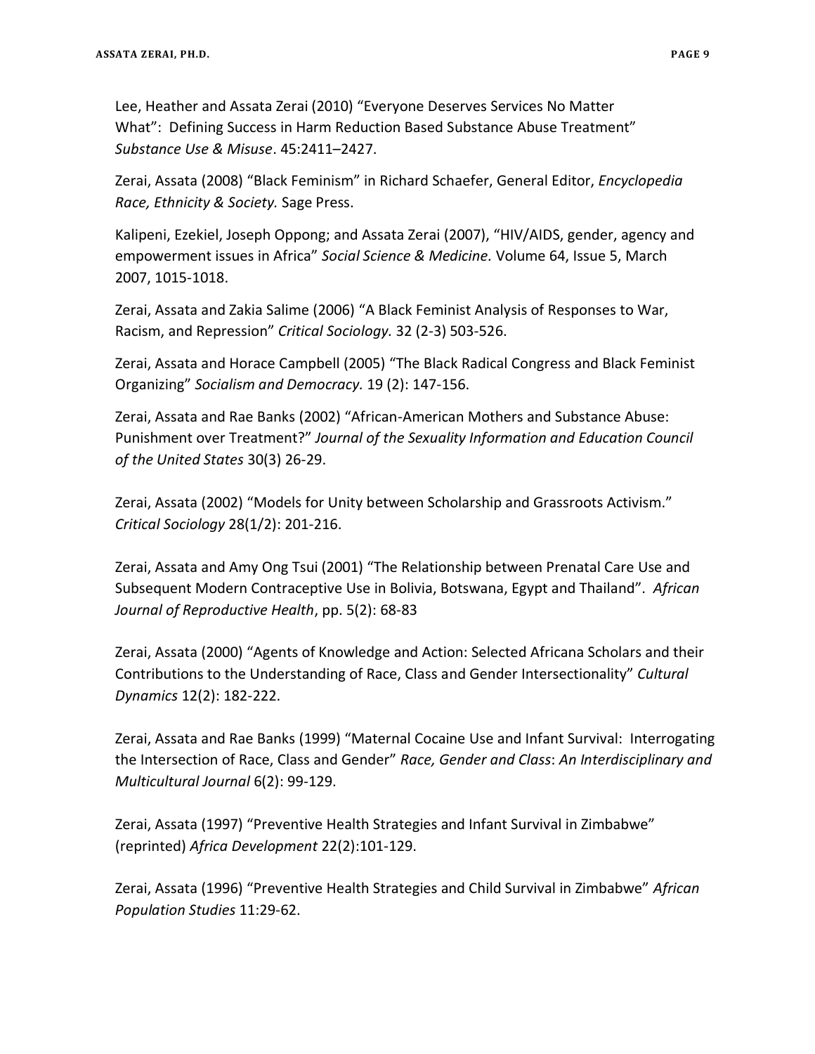Lee, Heather and Assata Zerai (2010) "Everyone Deserves Services No Matter What": Defining Success in Harm Reduction Based Substance Abuse Treatment" *Substance Use & Misuse*. 45:2411–2427.

Zerai, Assata (2008) "Black Feminism" in Richard Schaefer, General Editor, *Encyclopedia Race, Ethnicity & Society.* Sage Press.

Kalipeni, Ezekiel, Joseph Oppong; and Assata Zerai (2007), "HIV/AIDS, gender, agency and empowerment issues in Africa" *Social Science & Medicine.* Volume 64, Issue 5, March 2007, 1015-1018.

Zerai, Assata and Zakia Salime (2006) "A Black Feminist Analysis of Responses to War, Racism, and Repression" *Critical Sociology.* 32 (2-3) 503-526.

Zerai, Assata and Horace Campbell (2005) "The Black Radical Congress and Black Feminist Organizing" *Socialism and Democracy.* 19 (2): 147-156.

Zerai, Assata and Rae Banks (2002) "African-American Mothers and Substance Abuse: Punishment over Treatment?" *Journal of the Sexuality Information and Education Council of the United States* 30(3) 26-29.

Zerai, Assata (2002) "Models for Unity between Scholarship and Grassroots Activism." *Critical Sociology* 28(1/2): 201-216.

Zerai, Assata and Amy Ong Tsui (2001) "The Relationship between Prenatal Care Use and Subsequent Modern Contraceptive Use in Bolivia, Botswana, Egypt and Thailand". *African Journal of Reproductive Health*, pp. 5(2): 68-83

Zerai, Assata (2000) "Agents of Knowledge and Action: Selected Africana Scholars and their Contributions to the Understanding of Race, Class and Gender Intersectionality" *Cultural Dynamics* 12(2): 182-222.

Zerai, Assata and Rae Banks (1999) "Maternal Cocaine Use and Infant Survival: Interrogating the Intersection of Race, Class and Gender" *Race, Gender and Class*: *An Interdisciplinary and Multicultural Journal* 6(2): 99-129.

Zerai, Assata (1997) "Preventive Health Strategies and Infant Survival in Zimbabwe" (reprinted) *Africa Development* 22(2):101-129.

Zerai, Assata (1996) "Preventive Health Strategies and Child Survival in Zimbabwe" *African Population Studies* 11:29-62.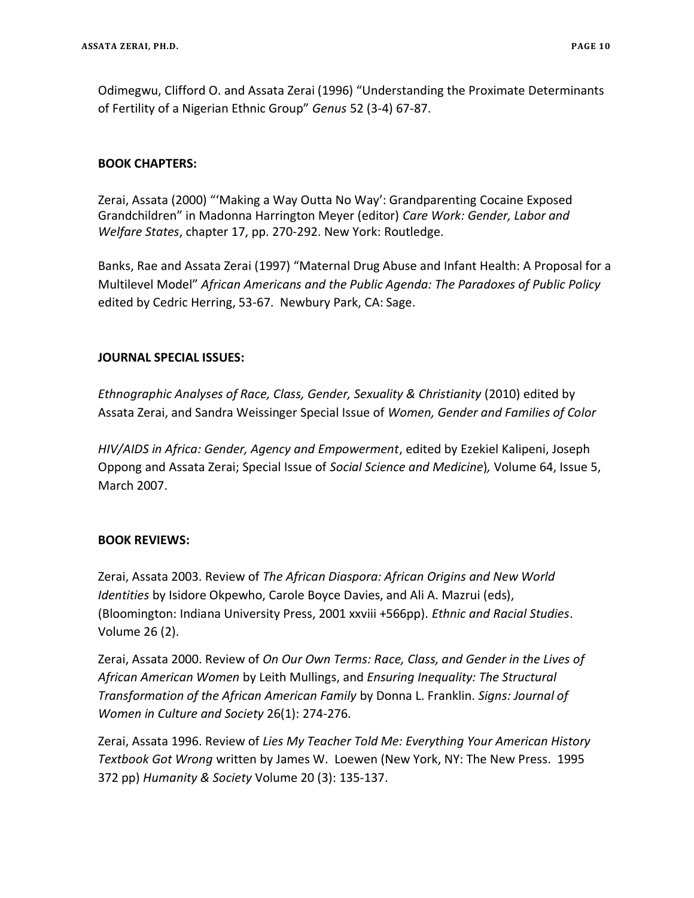Odimegwu, Clifford O. and Assata Zerai (1996) “Understanding the Proximate Determinants of Fertility of a Nigerian Ethnic Group” *Genus* 52 (3-4) 67-87.

**BOOK CHAPTERS:**

Zerai, Assata (2000) “‘Making a Way Outta No Way’: Grandparenting Cocaine Exposed Grandchildren” in Madonna Harrington Meyer (editor) *Care Work: Gender, Labor and Welfare States*, chapter 17, pp. 270-292. New York: Routledge.

Banks, Rae and Assata Zerai (1997) “Maternal Drug Abuse and Infant Health: A Proposal for a Multilevel Model” *African Americans and the Public Agenda: The Paradoxes of Public Policy* edited by Cedric Herring, 53-67. Newbury Park, CA: Sage.

**JOURNAL SPECIAL ISSUES:**

*Ethnographic Analyses of Race, Class, Gender, Sexuality & Christianity* (2010) edited by Assata Zerai, and Sandra Weissinger Special Issue of *Women, Gender and Families of Color*

*HIV/AIDS in Africa: Gender, Agency and Empowerment*, edited by Ezekiel Kalipeni, Joseph Oppong and Assata Zerai; Special Issue of *Social Science and Medicine*), Volume 64, Issue 5, March 2007.

**BOOK REVIEWS:**

Zerai, Assata 2003. Review of *The African Diaspora: African Origins and New World Identities* by Isidore Okpewho, Carole Boyce Davies, and Ali A. Mazrui (eds), (Bloomington: Indiana University Press, 2001 xxviii +566pp). *Ethnic and Racial Studies*. Volume 26 (2).

Zerai, Assata 2000. Review of *On Our Own Terms: Race, Class, and Gender in the Lives of African American Women* by Leith Mullings, and *Ensuring Inequality: The Structural Transformation of the African American Family* by Donna L. Franklin. *Signs: Journal of Women in Culture and Society* 26(1): 274-276.

Zerai, Assata 1996. Review of *Lies My Teacher Told Me: Everything Your American History Textbook Got Wrong* written by James W. Loewen (New York, NY: The New Press. 1995 372 pp) *Humanity & Society* Volume 20 (3): 135-137.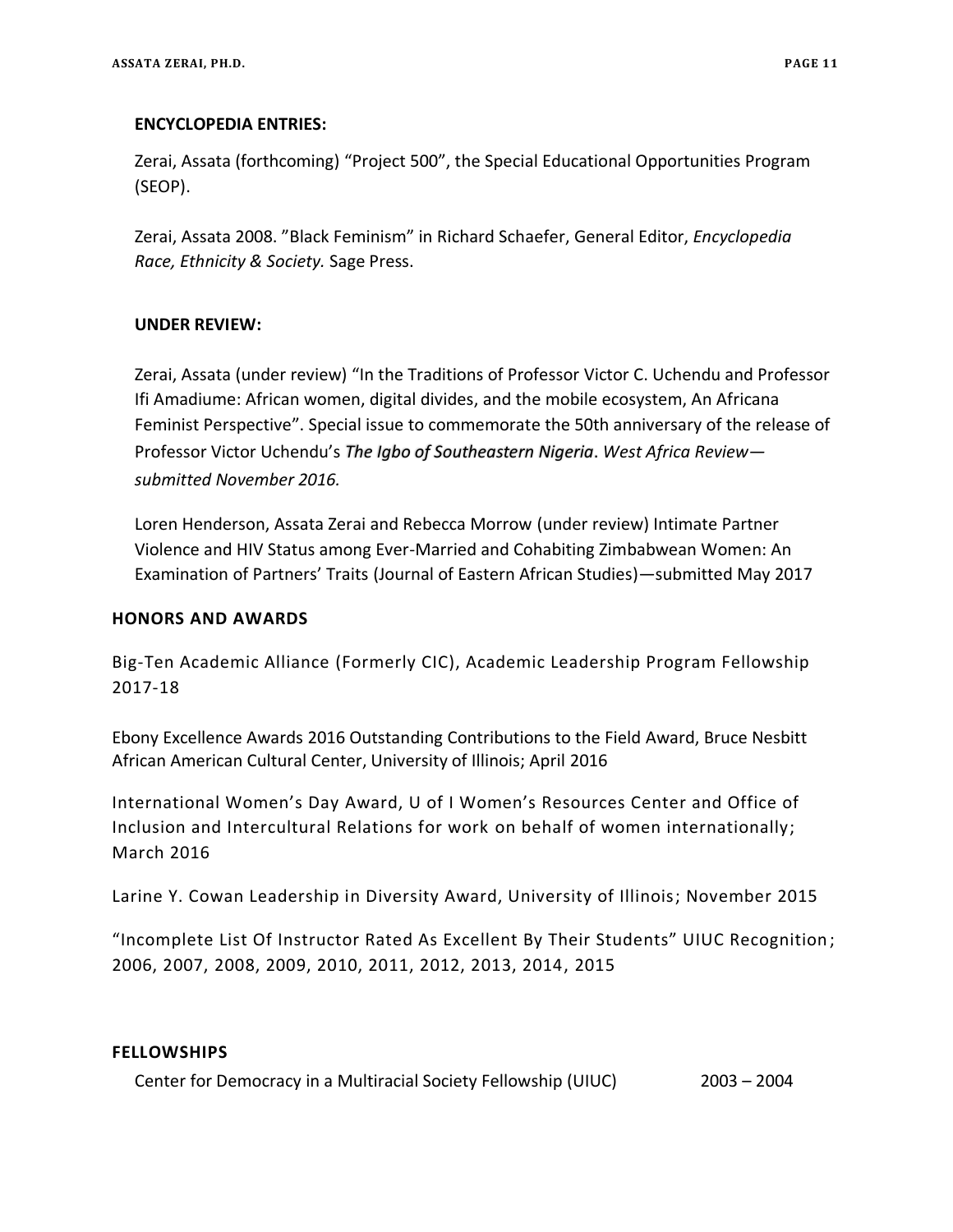### ENCYCLOPEDIA ENTRIES:

Zerai, Assata (forthcoming) "Project 500", the Special Educational Opportunities Program (SEOP).

Zerai, Assata 2008. "Black Feminism" in Richard Schaefer, General Editor, *Encyclopedia Race, Ethnicity & Society.* Sage Press.

### UNDER REVIEW:

Zerai, Assata (under review) "In the Traditions of Professor Victor C. Uchendu and Professor Ifi Amadiume: African women, digital divides, and the mobile ecosystem, An Africana Feminist Perspective". Special issue to commemorate the 50th anniversary of the release of Professor Victor Uchendu's ***The Igbo of Southeastern Nigeria***. *West Africa Review—submitted November 2016.*

Loren Henderson, Assata Zerai and Rebecca Morrow (under review) Intimate Partner Violence and HIV Status among Ever-Married and Cohabiting Zimbabwean Women: An Examination of Partners' Traits (Journal of Eastern African Studies)—submitted May 2017

## HONORS AND AWARDS

Big-Ten Academic Alliance (Formerly CIC), Academic Leadership Program Fellowship 2017-18

Ebony Excellence Awards 2016 Outstanding Contributions to the Field Award, Bruce Nesbitt African American Cultural Center, University of Illinois; April 2016

International Women's Day Award, U of I Women's Resources Center and Office of Inclusion and Intercultural Relations for work on behalf of women internationally; March 2016

Larine Y. Cowan Leadership in Diversity Award, University of Illinois; November 2015

"Incomplete List Of Instructor Rated As Excellent By Their Students" UIUC Recognition; 2006, 2007, 2008, 2009, 2010, 2011, 2012, 2013, 2014, 2015

## FELLOWSHIPS

Center for Democracy in a Multiracial Society Fellowship (UIUC) 2003 – 2004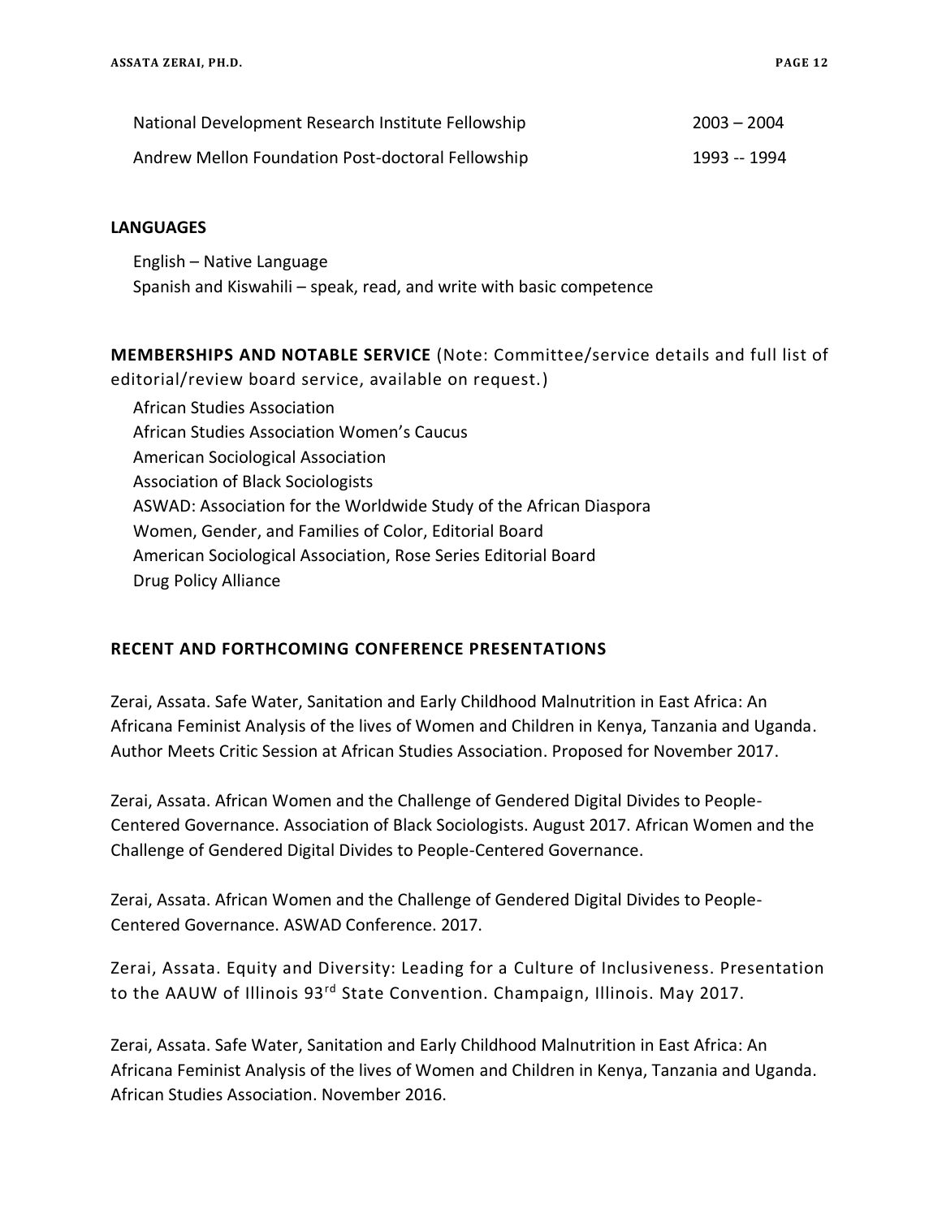| | |
|---|---|
| National Development Research Institute Fellowship | 2003 – 2004 |
| Andrew Mellon Foundation Post-doctoral Fellowship | 1993 -- 1994 |

## LANGUAGES

English – Native Language
Spanish and Kiswahili – speak, read, and write with basic competence

## MEMBERSHIPS AND NOTABLE SERVICE (Note: Committee/service details and full list of editorial/review board service, available on request.)

African Studies Association
African Studies Association Women's Caucus
American Sociological Association
Association of Black Sociologists
ASWAD: Association for the Worldwide Study of the African Diaspora
Women, Gender, and Families of Color, Editorial Board
American Sociological Association, Rose Series Editorial Board
Drug Policy Alliance

## RECENT AND FORTHCOMING CONFERENCE PRESENTATIONS

Zerai, Assata. Safe Water, Sanitation and Early Childhood Malnutrition in East Africa: An Africana Feminist Analysis of the lives of Women and Children in Kenya, Tanzania and Uganda. Author Meets Critic Session at African Studies Association. Proposed for November 2017.

Zerai, Assata. African Women and the Challenge of Gendered Digital Divides to People-Centered Governance. Association of Black Sociologists. August 2017. African Women and the Challenge of Gendered Digital Divides to People-Centered Governance.

Zerai, Assata. African Women and the Challenge of Gendered Digital Divides to People-Centered Governance. ASWAD Conference. 2017.

Zerai, Assata. Equity and Diversity: Leading for a Culture of Inclusiveness. Presentation to the AAUW of Illinois 93rd State Convention. Champaign, Illinois. May 2017.

Zerai, Assata. Safe Water, Sanitation and Early Childhood Malnutrition in East Africa: An Africana Feminist Analysis of the lives of Women and Children in Kenya, Tanzania and Uganda. African Studies Association. November 2016.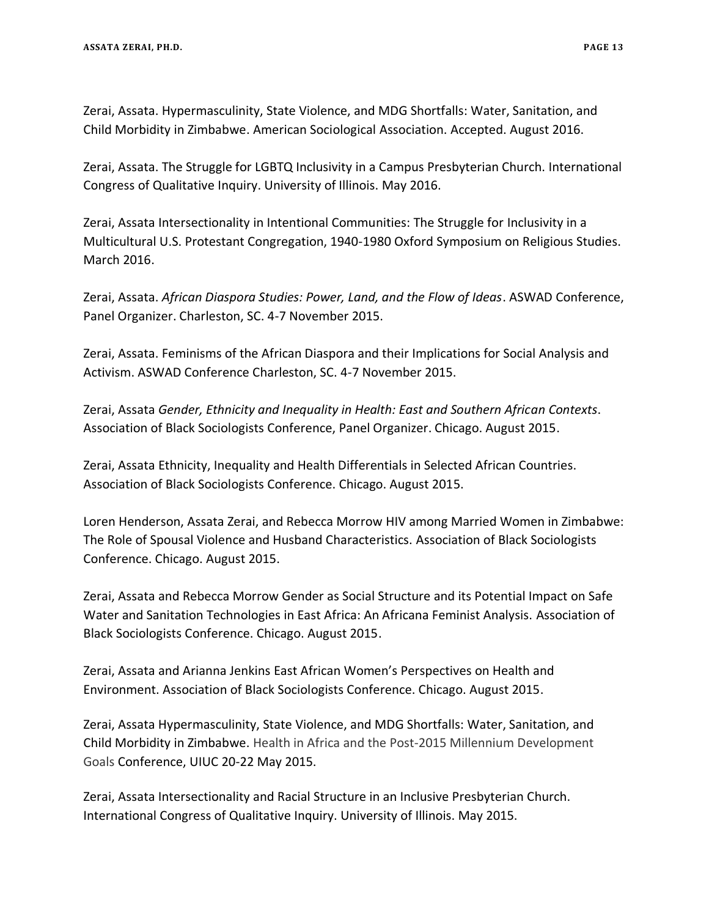Zerai, Assata. Hypermasculinity, State Violence, and MDG Shortfalls: Water, Sanitation, and Child Morbidity in Zimbabwe. American Sociological Association. Accepted. August 2016.

Zerai, Assata. The Struggle for LGBTQ Inclusivity in a Campus Presbyterian Church. International Congress of Qualitative Inquiry. University of Illinois. May 2016.

Zerai, Assata Intersectionality in Intentional Communities: The Struggle for Inclusivity in a Multicultural U.S. Protestant Congregation, 1940-1980 Oxford Symposium on Religious Studies. March 2016.

Zerai, Assata. *African Diaspora Studies: Power, Land, and the Flow of Ideas*. ASWAD Conference, Panel Organizer. Charleston, SC. 4-7 November 2015.

Zerai, Assata. Feminisms of the African Diaspora and their Implications for Social Analysis and Activism. ASWAD Conference Charleston, SC. 4-7 November 2015.

Zerai, Assata *Gender, Ethnicity and Inequality in Health: East and Southern African Contexts*. Association of Black Sociologists Conference, Panel Organizer. Chicago. August 2015.

Zerai, Assata Ethnicity, Inequality and Health Differentials in Selected African Countries. Association of Black Sociologists Conference. Chicago. August 2015.

Loren Henderson, Assata Zerai, and Rebecca Morrow HIV among Married Women in Zimbabwe: The Role of Spousal Violence and Husband Characteristics. Association of Black Sociologists Conference. Chicago. August 2015.

Zerai, Assata and Rebecca Morrow Gender as Social Structure and its Potential Impact on Safe Water and Sanitation Technologies in East Africa: An Africana Feminist Analysis. Association of Black Sociologists Conference. Chicago. August 2015.

Zerai, Assata and Arianna Jenkins East African Women's Perspectives on Health and Environment. Association of Black Sociologists Conference. Chicago. August 2015.

Zerai, Assata Hypermasculinity, State Violence, and MDG Shortfalls: Water, Sanitation, and Child Morbidity in Zimbabwe. Health in Africa and the Post-2015 Millennium Development Goals Conference, UIUC 20-22 May 2015.

Zerai, Assata Intersectionality and Racial Structure in an Inclusive Presbyterian Church. International Congress of Qualitative Inquiry. University of Illinois. May 2015.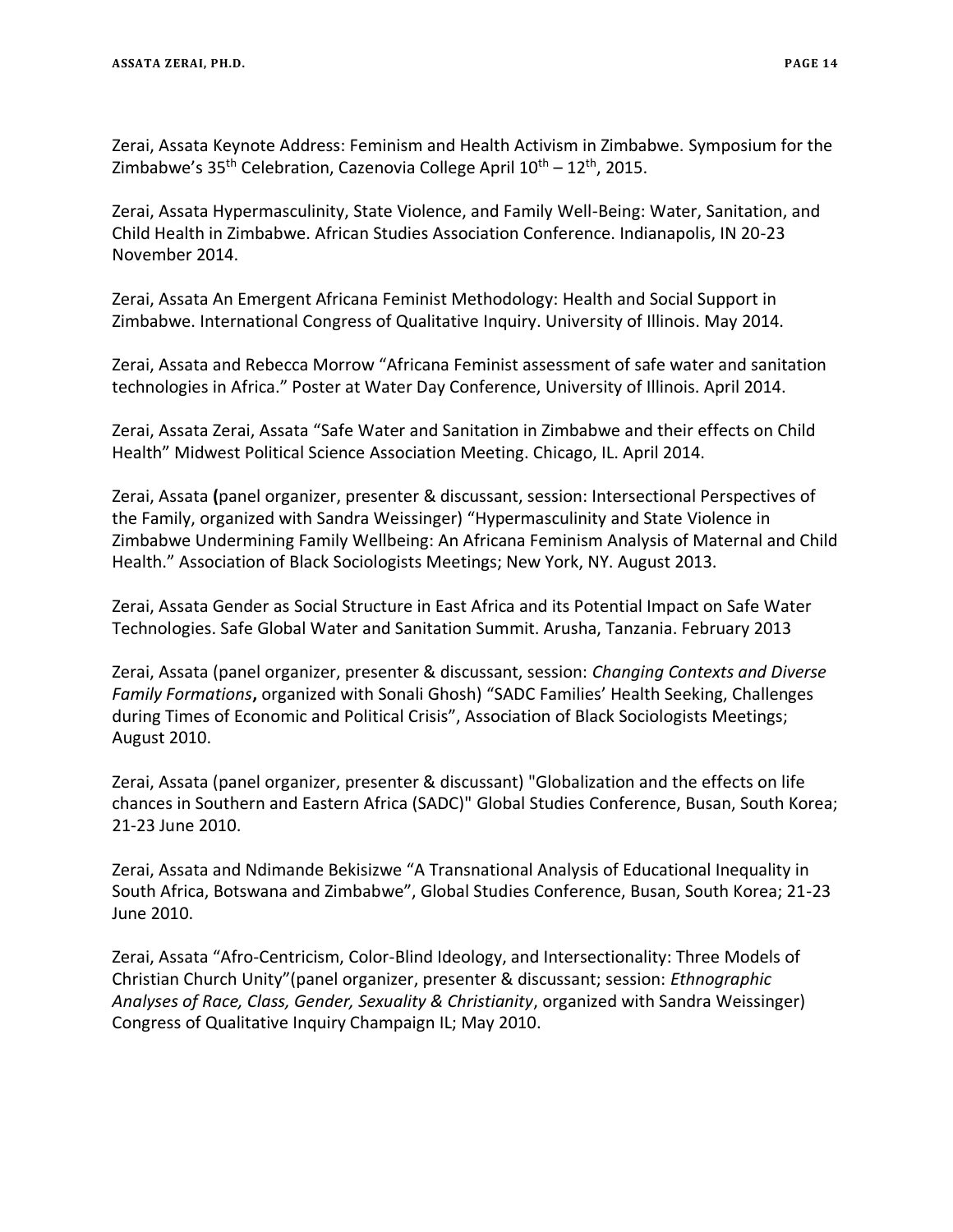Zerai, Assata Keynote Address: Feminism and Health Activism in Zimbabwe. Symposium for the Zimbabwe's 35th Celebration, Cazenovia College April 10th – 12th, 2015.

Zerai, Assata Hypermasculinity, State Violence, and Family Well-Being: Water, Sanitation, and Child Health in Zimbabwe. African Studies Association Conference. Indianapolis, IN 20-23 November 2014.

Zerai, Assata An Emergent Africana Feminist Methodology: Health and Social Support in Zimbabwe. International Congress of Qualitative Inquiry. University of Illinois. May 2014.

Zerai, Assata and Rebecca Morrow "Africana Feminist assessment of safe water and sanitation technologies in Africa." Poster at Water Day Conference, University of Illinois. April 2014.

Zerai, Assata Zerai, Assata "Safe Water and Sanitation in Zimbabwe and their effects on Child Health" Midwest Political Science Association Meeting. Chicago, IL. April 2014.

Zerai, Assata **(**panel organizer, presenter & discussant, session: Intersectional Perspectives of the Family, organized with Sandra Weissinger) "Hypermasculinity and State Violence in Zimbabwe Undermining Family Wellbeing: An Africana Feminism Analysis of Maternal and Child Health." Association of Black Sociologists Meetings; New York, NY. August 2013.

Zerai, Assata Gender as Social Structure in East Africa and its Potential Impact on Safe Water Technologies. Safe Global Water and Sanitation Summit. Arusha, Tanzania. February 2013

Zerai, Assata (panel organizer, presenter & discussant, session: *Changing Contexts and Diverse Family Formations***,** organized with Sonali Ghosh) "SADC Families' Health Seeking, Challenges during Times of Economic and Political Crisis", Association of Black Sociologists Meetings; August 2010.

Zerai, Assata (panel organizer, presenter & discussant) "Globalization and the effects on life chances in Southern and Eastern Africa (SADC)" Global Studies Conference, Busan, South Korea; 21-23 June 2010.

Zerai, Assata and Ndimande Bekisizwe "A Transnational Analysis of Educational Inequality in South Africa, Botswana and Zimbabwe", Global Studies Conference, Busan, South Korea; 21-23 June 2010.

Zerai, Assata "Afro-Centricism, Color-Blind Ideology, and Intersectionality: Three Models of Christian Church Unity"(panel organizer, presenter & discussant; session: *Ethnographic Analyses of Race, Class, Gender, Sexuality & Christianity*, organized with Sandra Weissinger) Congress of Qualitative Inquiry Champaign IL; May 2010.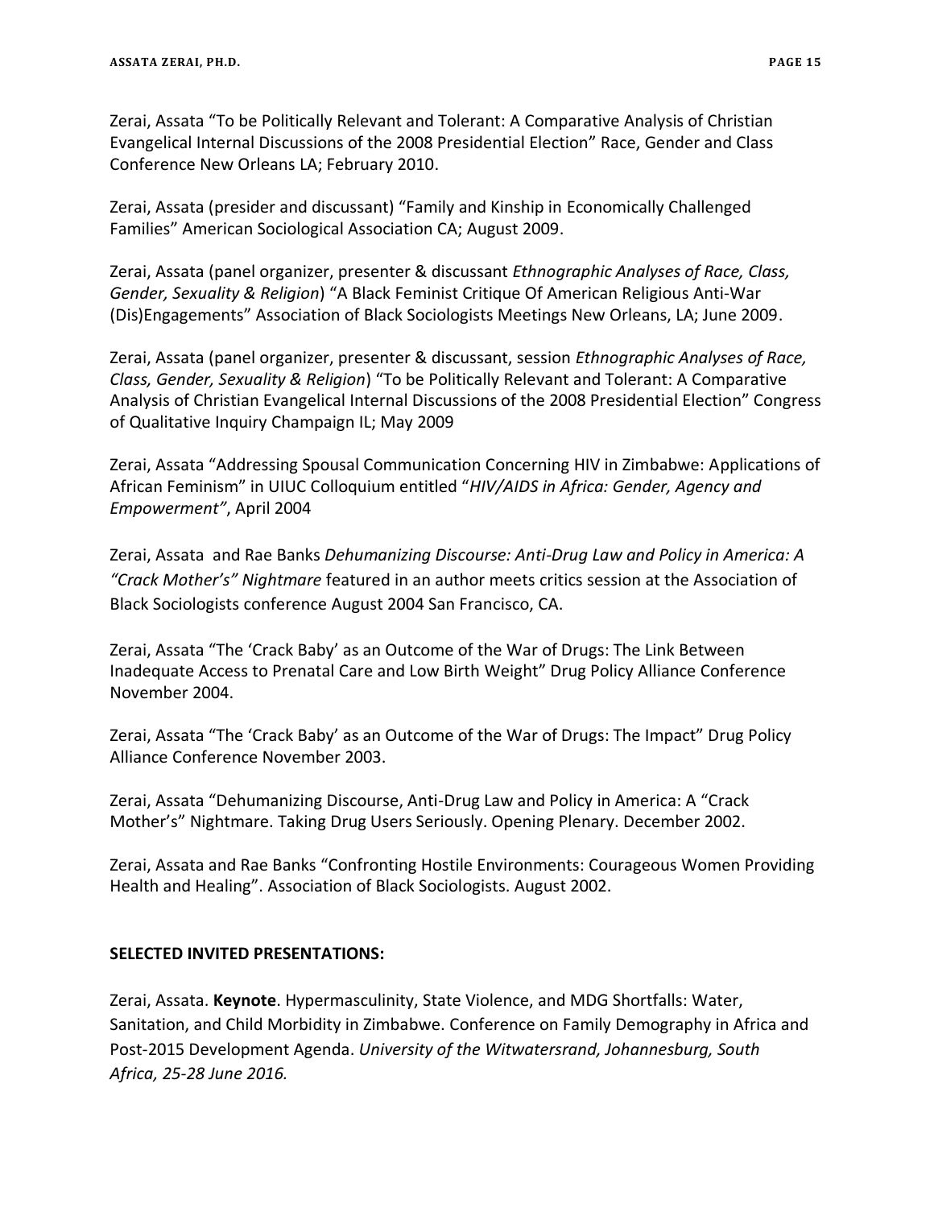Zerai, Assata “To be Politically Relevant and Tolerant: A Comparative Analysis of Christian Evangelical Internal Discussions of the 2008 Presidential Election” Race, Gender and Class Conference New Orleans LA; February 2010.

Zerai, Assata (presider and discussant) “Family and Kinship in Economically Challenged Families” American Sociological Association CA; August 2009.

Zerai, Assata (panel organizer, presenter & discussant *Ethnographic Analyses of Race, Class, Gender, Sexuality & Religion*) “A Black Feminist Critique Of American Religious Anti-War (Dis)Engagements” Association of Black Sociologists Meetings New Orleans, LA; June 2009.

Zerai, Assata (panel organizer, presenter & discussant, session *Ethnographic Analyses of Race, Class, Gender, Sexuality & Religion*) “To be Politically Relevant and Tolerant: A Comparative Analysis of Christian Evangelical Internal Discussions of the 2008 Presidential Election” Congress of Qualitative Inquiry Champaign IL; May 2009

Zerai, Assata “Addressing Spousal Communication Concerning HIV in Zimbabwe: Applications of African Feminism” in UIUC Colloquium entitled “*HIV/AIDS in Africa: Gender, Agency and Empowerment”*, April 2004

Zerai, Assata and Rae Banks *Dehumanizing Discourse: Anti-Drug Law and Policy in America: A “Crack Mother’s” Nightmare* featured in an author meets critics session at the Association of Black Sociologists conference August 2004 San Francisco, CA.

Zerai, Assata “The ‘Crack Baby’ as an Outcome of the War of Drugs: The Link Between Inadequate Access to Prenatal Care and Low Birth Weight” Drug Policy Alliance Conference November 2004.

Zerai, Assata “The ‘Crack Baby’ as an Outcome of the War of Drugs: The Impact” Drug Policy Alliance Conference November 2003.

Zerai, Assata “Dehumanizing Discourse, Anti-Drug Law and Policy in America: A “Crack Mother’s” Nightmare. Taking Drug Users Seriously. Opening Plenary. December 2002.

Zerai, Assata and Rae Banks “Confronting Hostile Environments: Courageous Women Providing Health and Healing”. Association of Black Sociologists. August 2002.

**SELECTED INVITED PRESENTATIONS:**

Zerai, Assata. **Keynote**. Hypermasculinity, State Violence, and MDG Shortfalls: Water, Sanitation, and Child Morbidity in Zimbabwe. Conference on Family Demography in Africa and Post-2015 Development Agenda. *University of the Witwatersrand, Johannesburg, South Africa, 25-28 June 2016.*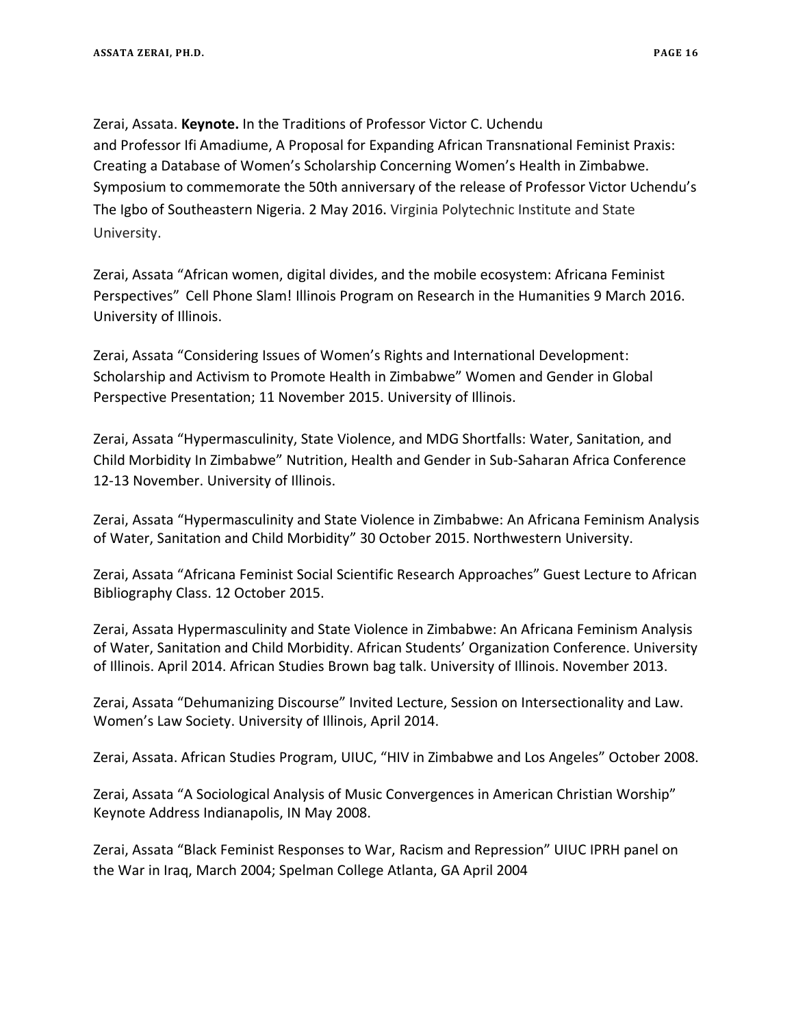Zerai, Assata. **Keynote.** In the Traditions of Professor Victor C. Uchendu and Professor Ifi Amadiume, A Proposal for Expanding African Transnational Feminist Praxis: Creating a Database of Women's Scholarship Concerning Women's Health in Zimbabwe. Symposium to commemorate the 50th anniversary of the release of Professor Victor Uchendu's The Igbo of Southeastern Nigeria. 2 May 2016. Virginia Polytechnic Institute and State University.

Zerai, Assata "African women, digital divides, and the mobile ecosystem: Africana Feminist Perspectives" Cell Phone Slam! Illinois Program on Research in the Humanities 9 March 2016. University of Illinois.

Zerai, Assata "Considering Issues of Women's Rights and International Development: Scholarship and Activism to Promote Health in Zimbabwe" Women and Gender in Global Perspective Presentation; 11 November 2015. University of Illinois.

Zerai, Assata "Hypermasculinity, State Violence, and MDG Shortfalls: Water, Sanitation, and Child Morbidity In Zimbabwe" Nutrition, Health and Gender in Sub-Saharan Africa Conference 12-13 November. University of Illinois.

Zerai, Assata "Hypermasculinity and State Violence in Zimbabwe: An Africana Feminism Analysis of Water, Sanitation and Child Morbidity" 30 October 2015. Northwestern University.

Zerai, Assata "Africana Feminist Social Scientific Research Approaches" Guest Lecture to African Bibliography Class. 12 October 2015.

Zerai, Assata Hypermasculinity and State Violence in Zimbabwe: An Africana Feminism Analysis of Water, Sanitation and Child Morbidity. African Students' Organization Conference. University of Illinois. April 2014. African Studies Brown bag talk. University of Illinois. November 2013.

Zerai, Assata "Dehumanizing Discourse" Invited Lecture, Session on Intersectionality and Law. Women's Law Society. University of Illinois, April 2014.

Zerai, Assata. African Studies Program, UIUC, "HIV in Zimbabwe and Los Angeles" October 2008.

Zerai, Assata "A Sociological Analysis of Music Convergences in American Christian Worship" Keynote Address Indianapolis, IN May 2008.

Zerai, Assata "Black Feminist Responses to War, Racism and Repression" UIUC IPRH panel on the War in Iraq, March 2004; Spelman College Atlanta, GA April 2004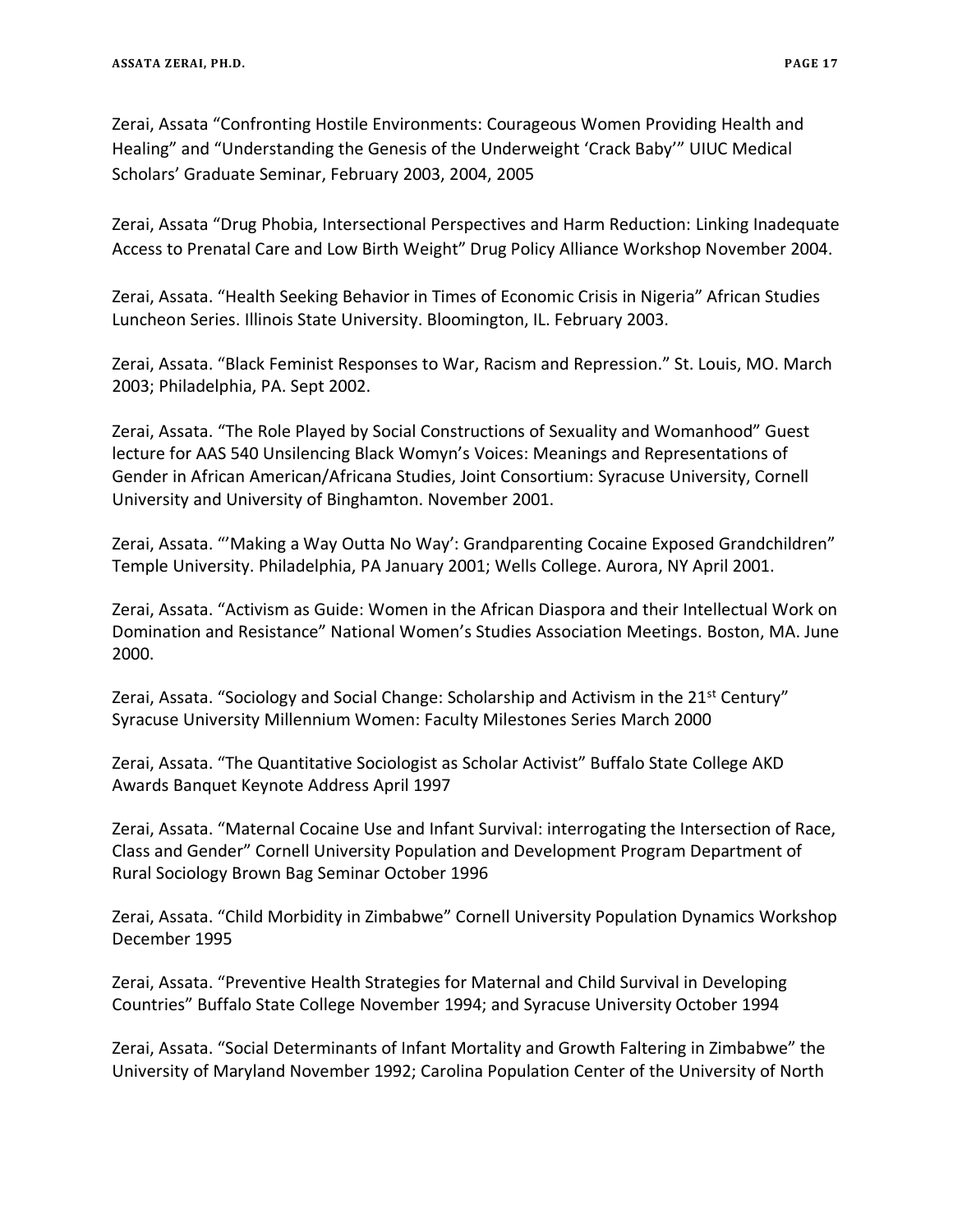Zerai, Assata “Confronting Hostile Environments: Courageous Women Providing Health and Healing” and “Understanding the Genesis of the Underweight ‘Crack Baby’” UIUC Medical Scholars’ Graduate Seminar, February 2003, 2004, 2005

Zerai, Assata “Drug Phobia, Intersectional Perspectives and Harm Reduction: Linking Inadequate Access to Prenatal Care and Low Birth Weight” Drug Policy Alliance Workshop November 2004.

Zerai, Assata. “Health Seeking Behavior in Times of Economic Crisis in Nigeria” African Studies Luncheon Series. Illinois State University. Bloomington, IL. February 2003.

Zerai, Assata. “Black Feminist Responses to War, Racism and Repression.” St. Louis, MO. March 2003; Philadelphia, PA. Sept 2002.

Zerai, Assata. “The Role Played by Social Constructions of Sexuality and Womanhood” Guest lecture for AAS 540 Unsilencing Black Womyn’s Voices: Meanings and Representations of Gender in African American/Africana Studies, Joint Consortium: Syracuse University, Cornell University and University of Binghamton. November 2001.

Zerai, Assata. “’Making a Way Outta No Way’: Grandparenting Cocaine Exposed Grandchildren” Temple University. Philadelphia, PA January 2001; Wells College. Aurora, NY April 2001.

Zerai, Assata. “Activism as Guide: Women in the African Diaspora and their Intellectual Work on Domination and Resistance” National Women’s Studies Association Meetings. Boston, MA. June 2000.

Zerai, Assata. “Sociology and Social Change: Scholarship and Activism in the 21st Century” Syracuse University Millennium Women: Faculty Milestones Series March 2000

Zerai, Assata. “The Quantitative Sociologist as Scholar Activist” Buffalo State College AKD Awards Banquet Keynote Address April 1997

Zerai, Assata. “Maternal Cocaine Use and Infant Survival: interrogating the Intersection of Race, Class and Gender” Cornell University Population and Development Program Department of Rural Sociology Brown Bag Seminar October 1996

Zerai, Assata. “Child Morbidity in Zimbabwe” Cornell University Population Dynamics Workshop December 1995

Zerai, Assata. “Preventive Health Strategies for Maternal and Child Survival in Developing Countries” Buffalo State College November 1994; and Syracuse University October 1994

Zerai, Assata. “Social Determinants of Infant Mortality and Growth Faltering in Zimbabwe” the University of Maryland November 1992; Carolina Population Center of the University of North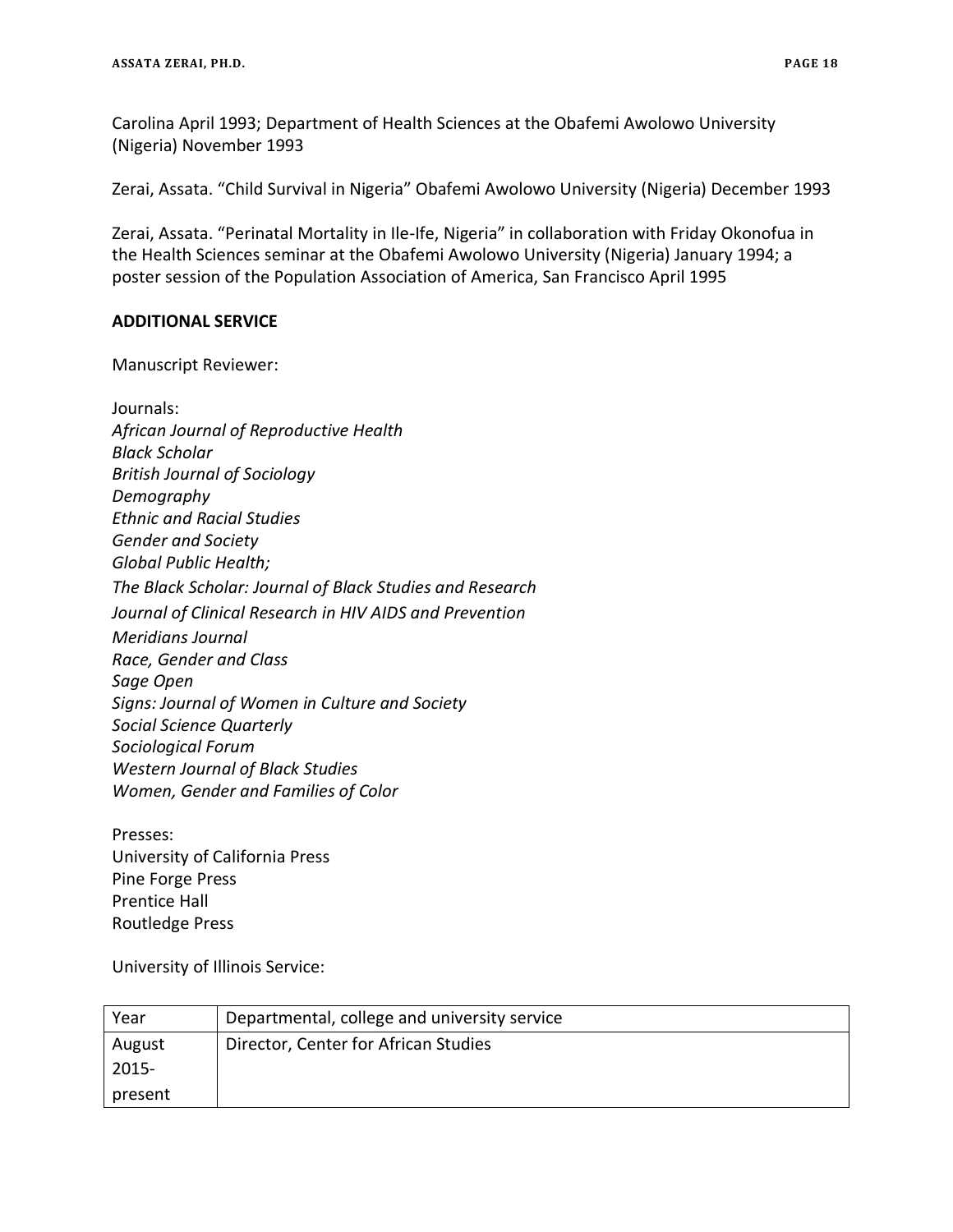Carolina April 1993; Department of Health Sciences at the Obafemi Awolowo University (Nigeria) November 1993

Zerai, Assata. "Child Survival in Nigeria" Obafemi Awolowo University (Nigeria) December 1993

Zerai, Assata. "Perinatal Mortality in Ile-Ife, Nigeria" in collaboration with Friday Okonofua in the Health Sciences seminar at the Obafemi Awolowo University (Nigeria) January 1994; a poster session of the Population Association of America, San Francisco April 1995

**ADDITIONAL SERVICE**

Manuscript Reviewer:

Journals:
*African Journal of Reproductive Health*
*Black Scholar*
*British Journal of Sociology*
*Demography*
*Ethnic and Racial Studies*
*Gender and Society*
*Global Public Health;*
*The Black Scholar: Journal of Black Studies and Research*
*Journal of Clinical Research in HIV AIDS and Prevention*
*Meridians Journal*
*Race, Gender and Class*
*Sage Open*
*Signs: Journal of Women in Culture and Society*
*Social Science Quarterly*
*Sociological Forum*
*Western Journal of Black Studies*
*Women, Gender and Families of Color*

Presses:
University of California Press
Pine Forge Press
Prentice Hall
Routledge Press

University of Illinois Service:

| Year | Departmental, college and university service |
|---|---|
| August 2015-present | Director, Center for African Studies |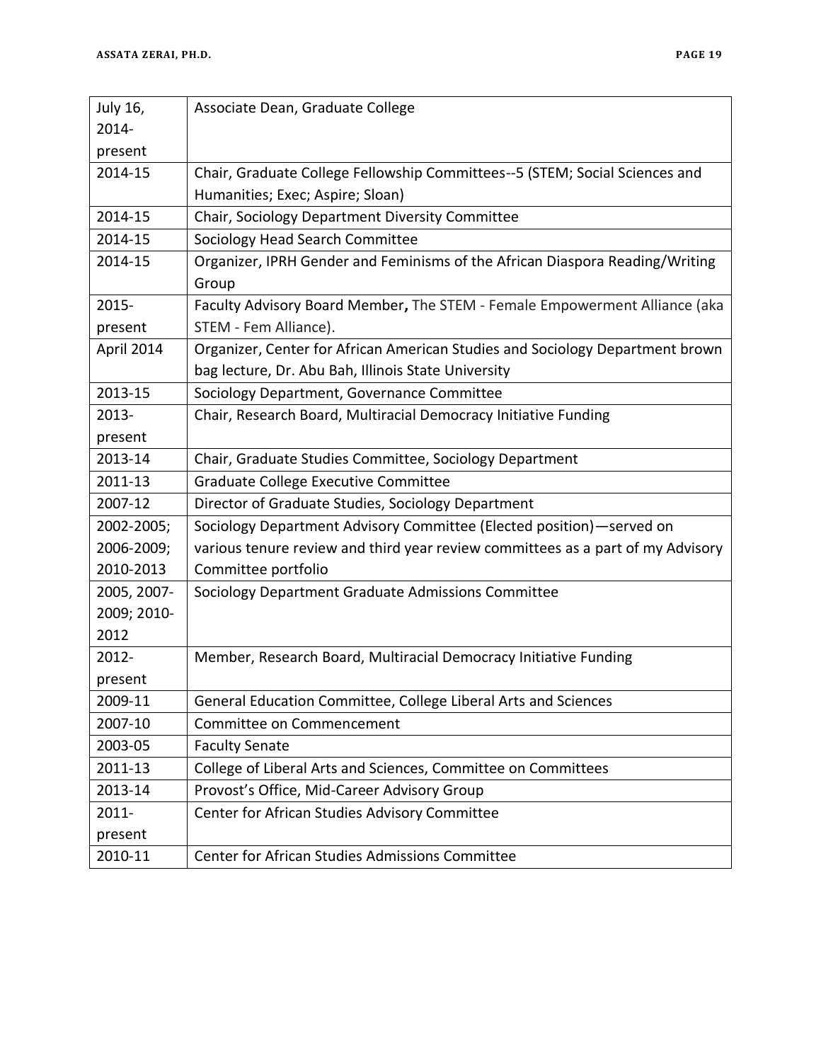| | |
|---|---|
| July 16, 2014-present | Associate Dean, Graduate College |
| 2014-15 | Chair, Graduate College Fellowship Committees--5 (STEM; Social Sciences and Humanities; Exec; Aspire; Sloan) |
| 2014-15 | Chair, Sociology Department Diversity Committee |
| 2014-15 | Sociology Head Search Committee |
| 2014-15 | Organizer, IPRH Gender and Feminisms of the African Diaspora Reading/Writing Group |
| 2015-present | Faculty Advisory Board Member**,** The STEM - Female Empowerment Alliance (aka STEM - Fem Alliance). |
| April 2014 | Organizer, Center for African American Studies and Sociology Department brown bag lecture, Dr. Abu Bah, Illinois State University |
| 2013-15 | Sociology Department, Governance Committee |
| 2013-present | Chair, Research Board, Multiracial Democracy Initiative Funding |
| 2013-14 | Chair, Graduate Studies Committee, Sociology Department |
| 2011-13 | Graduate College Executive Committee |
| 2007-12 | Director of Graduate Studies, Sociology Department |
| 2002-2005; 2006-2009; 2010-2013 | Sociology Department Advisory Committee (Elected position)—served on various tenure review and third year review committees as a part of my Advisory Committee portfolio |
| 2005, 2007-2009; 2010-2012 | Sociology Department Graduate Admissions Committee |
| 2012-present | Member, Research Board, Multiracial Democracy Initiative Funding |
| 2009-11 | General Education Committee, College Liberal Arts and Sciences |
| 2007-10 | Committee on Commencement |
| 2003-05 | Faculty Senate |
| 2011-13 | College of Liberal Arts and Sciences, Committee on Committees |
| 2013-14 | Provost's Office, Mid-Career Advisory Group |
| 2011-present | Center for African Studies Advisory Committee |
| 2010-11 | Center for African Studies Admissions Committee |